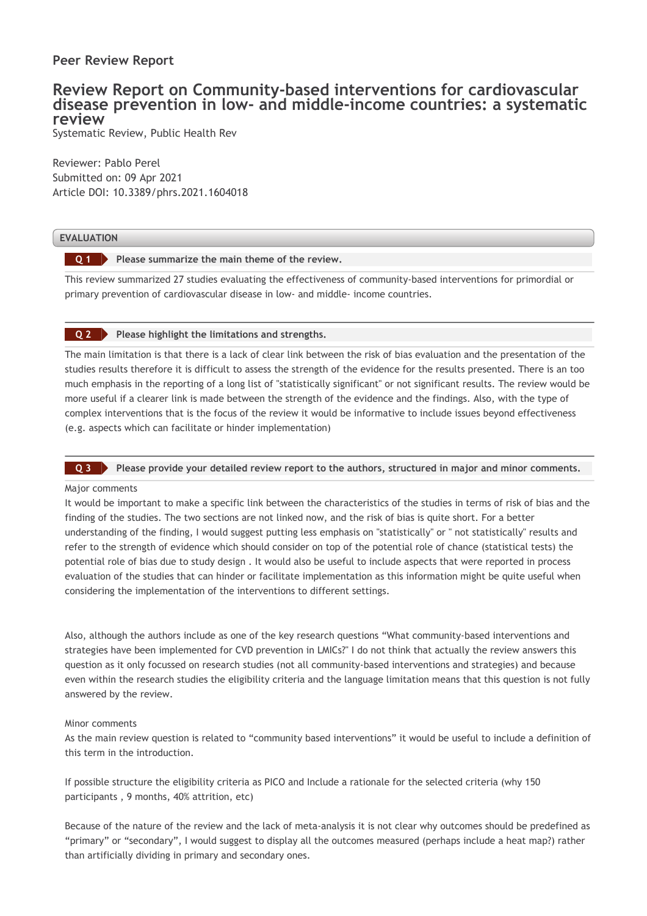## Peer Review Report

# Review Report on Community-based interventions for cardiovascular disease prevention in low- and middle-income countries: a systematic review

Systematic Review, Public Health Rev

Reviewer: Pablo Perel
Submitted on: 09 Apr 2021
Article DOI: 10.3389/phrs.2021.1604018

## EVALUATION

### Q 1 Please summarize the main theme of the review.

This review summarized 27 studies evaluating the effectiveness of community-based interventions for primordial or primary prevention of cardiovascular disease in low- and middle- income countries.

### Q 2 Please highlight the limitations and strengths.

The main limitation is that there is a lack of clear link between the risk of bias evaluation and the presentation of the studies results therefore it is difficult to assess the strength of the evidence for the results presented. There is an too much emphasis in the reporting of a long list of "statistically significant" or not significant results. The review would be more useful if a clearer link is made between the strength of the evidence and the findings. Also, with the type of complex interventions that is the focus of the review it would be informative to include issues beyond effectiveness (e.g. aspects which can facilitate or hinder implementation)

### Q 3 Please provide your detailed review report to the authors, structured in major and minor comments.

Major comments

It would be important to make a specific link between the characteristics of the studies in terms of risk of bias and the finding of the studies. The two sections are not linked now, and the risk of bias is quite short. For a better understanding of the finding, I would suggest putting less emphasis on "statistically" or " not statistically" results and refer to the strength of evidence which should consider on top of the potential role of chance (statistical tests) the potential role of bias due to study design . It would also be useful to include aspects that were reported in process evaluation of the studies that can hinder or facilitate implementation as this information might be quite useful when considering the implementation of the interventions to different settings.

Also, although the authors include as one of the key research questions "What community-based interventions and strategies have been implemented for CVD prevention in LMICs?" I do not think that actually the review answers this question as it only focussed on research studies (not all community-based interventions and strategies) and because even within the research studies the eligibility criteria and the language limitation means that this question is not fully answered by the review.

Minor comments

As the main review question is related to "community based interventions" it would be useful to include a definition of this term in the introduction.

If possible structure the eligibility criteria as PICO and Include a rationale for the selected criteria (why 150 participants , 9 months, 40% attrition, etc)

Because of the nature of the review and the lack of meta-analysis it is not clear why outcomes should be predefined as "primary" or "secondary", I would suggest to display all the outcomes measured (perhaps include a heat map?) rather than artificially dividing in primary and secondary ones.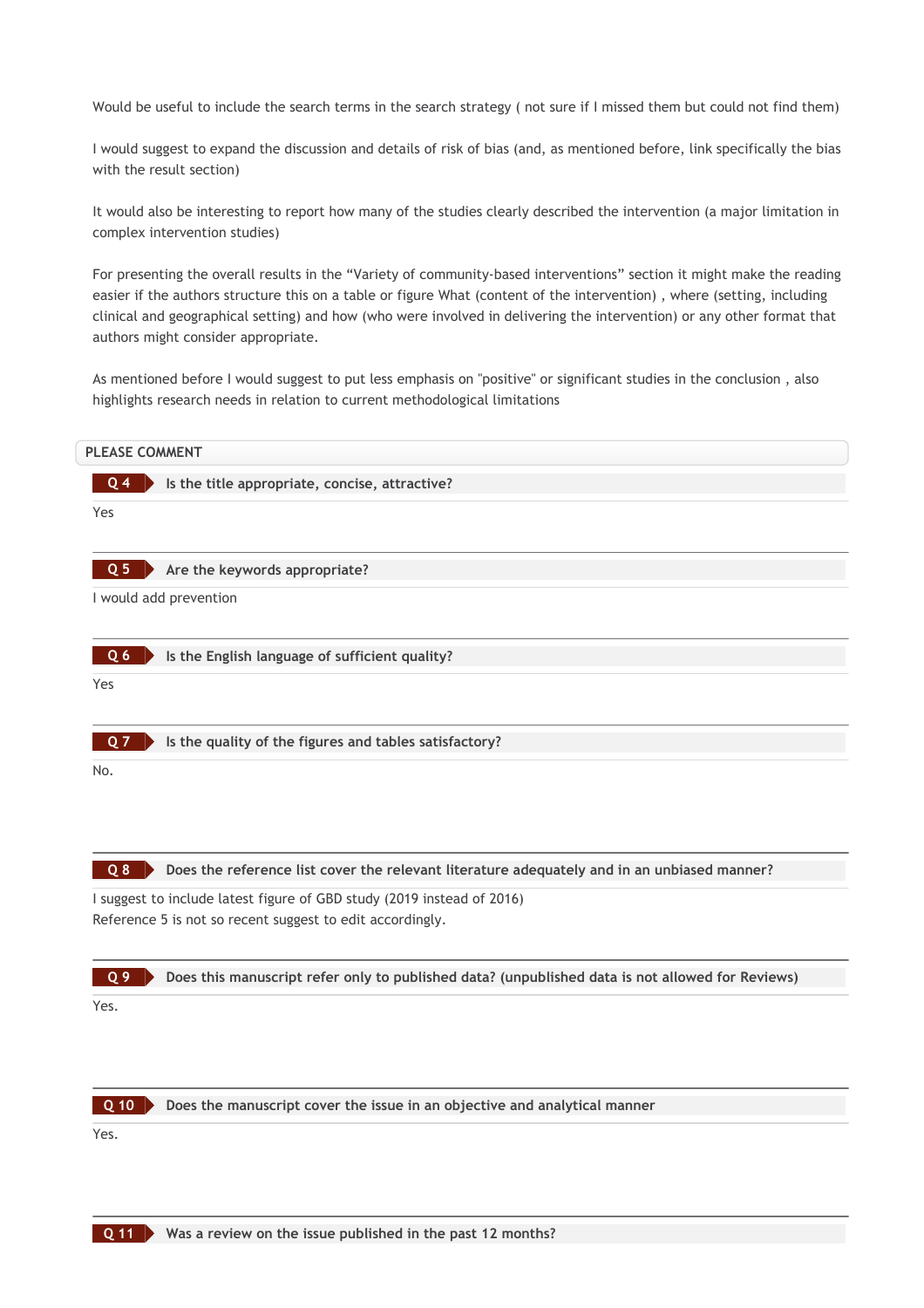Would be useful to include the search terms in the search strategy ( not sure if I missed them but could not find them)

I would suggest to expand the discussion and details of risk of bias (and, as mentioned before, link specifically the bias with the result section)

It would also be interesting to report how many of the studies clearly described the intervention (a major limitation in complex intervention studies)

For presenting the overall results in the “Variety of community-based interventions” section it might make the reading easier if the authors structure this on a table or figure What (content of the intervention) , where (setting, including clinical and geographical setting) and how (who were involved in delivering the intervention) or any other format that authors might consider appropriate.

As mentioned before I would suggest to put less emphasis on "positive" or significant studies in the conclusion , also highlights research needs in relation to current methodological limitations

## PLEASE COMMENT

**Q 4** **Is the title appropriate, concise, attractive?**

Yes

**Q 5** **Are the keywords appropriate?**

I would add prevention

**Q 6** **Is the English language of sufficient quality?**

Yes

**Q 7** **Is the quality of the figures and tables satisfactory?**

No.

**Q 8** **Does the reference list cover the relevant literature adequately and in an unbiased manner?**

I suggest to include latest figure of GBD study (2019 instead of 2016)
Reference 5 is not so recent suggest to edit accordingly.

**Q 9** **Does this manuscript refer only to published data? (unpublished data is not allowed for Reviews)**

Yes.

**Q 10** **Does the manuscript cover the issue in an objective and analytical manner**

Yes.

**Q 11** **Was a review on the issue published in the past 12 months?**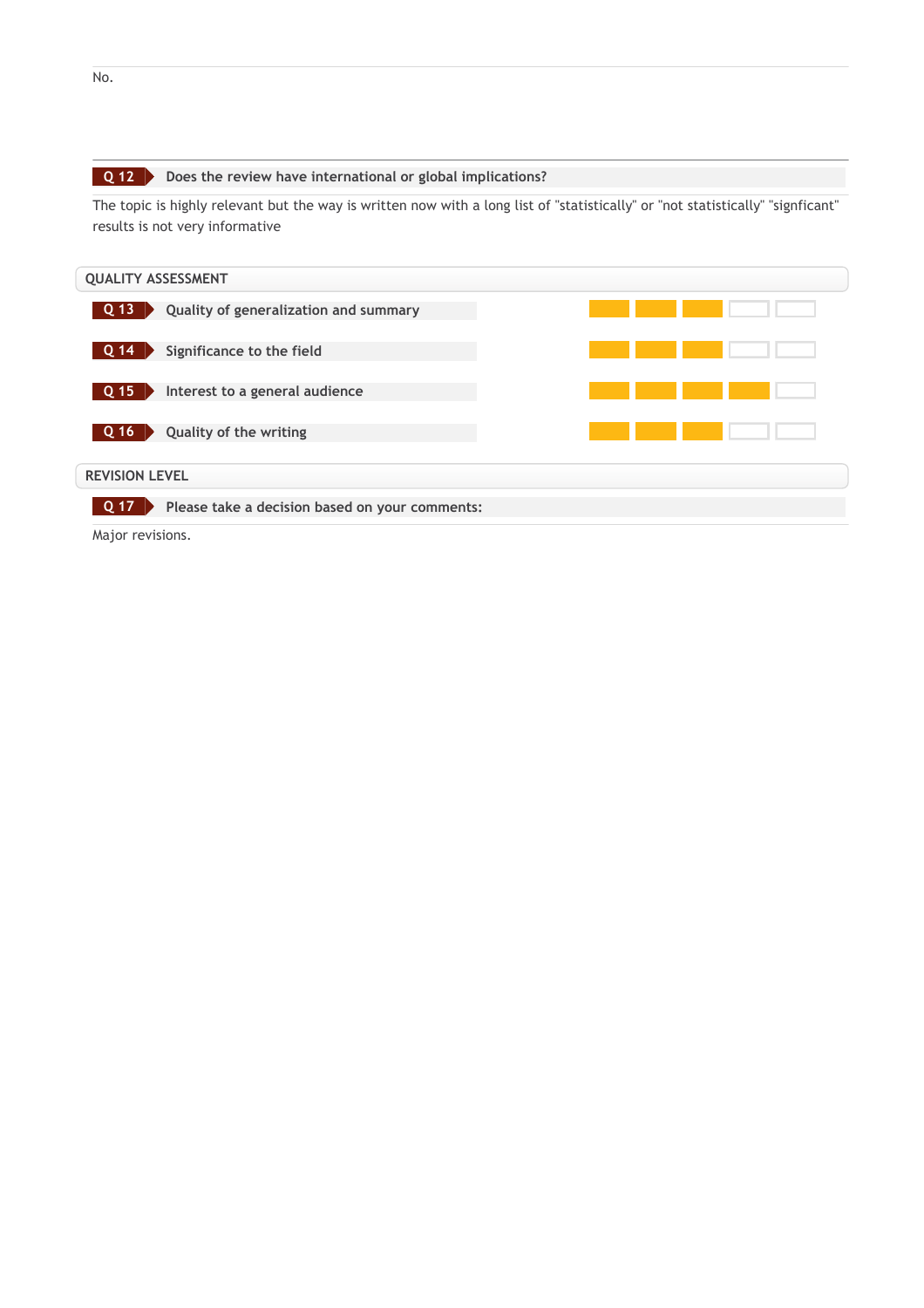No.

**Q 12** Does the review have international or global implications?

The topic is highly relevant but the way is written now with a long list of "statistically" or "not statistically" "signficant" results is not very informative

## QUALITY ASSESSMENT

**Q 13** Quality of generalization and summary

**Q 14** Significance to the field

**Q 15** Interest to a general audience

**Q 16** Quality of the writing

## REVISION LEVEL

**Q 17** Please take a decision based on your comments:

Major revisions.